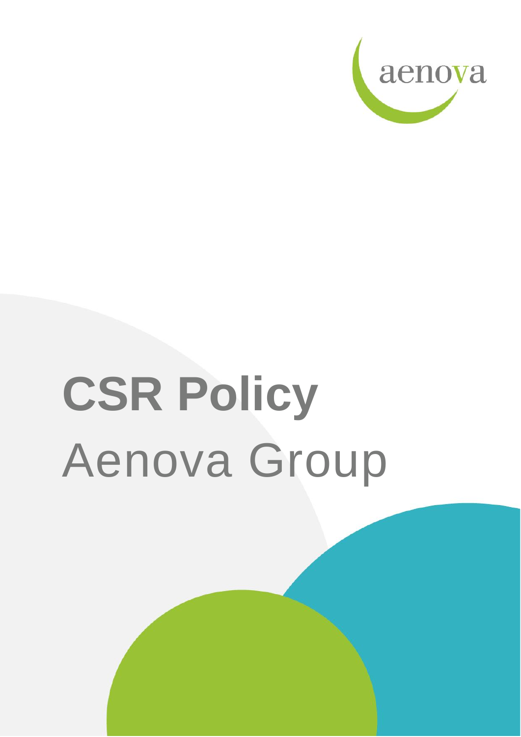aenova

# CSR Policy

Aenova Group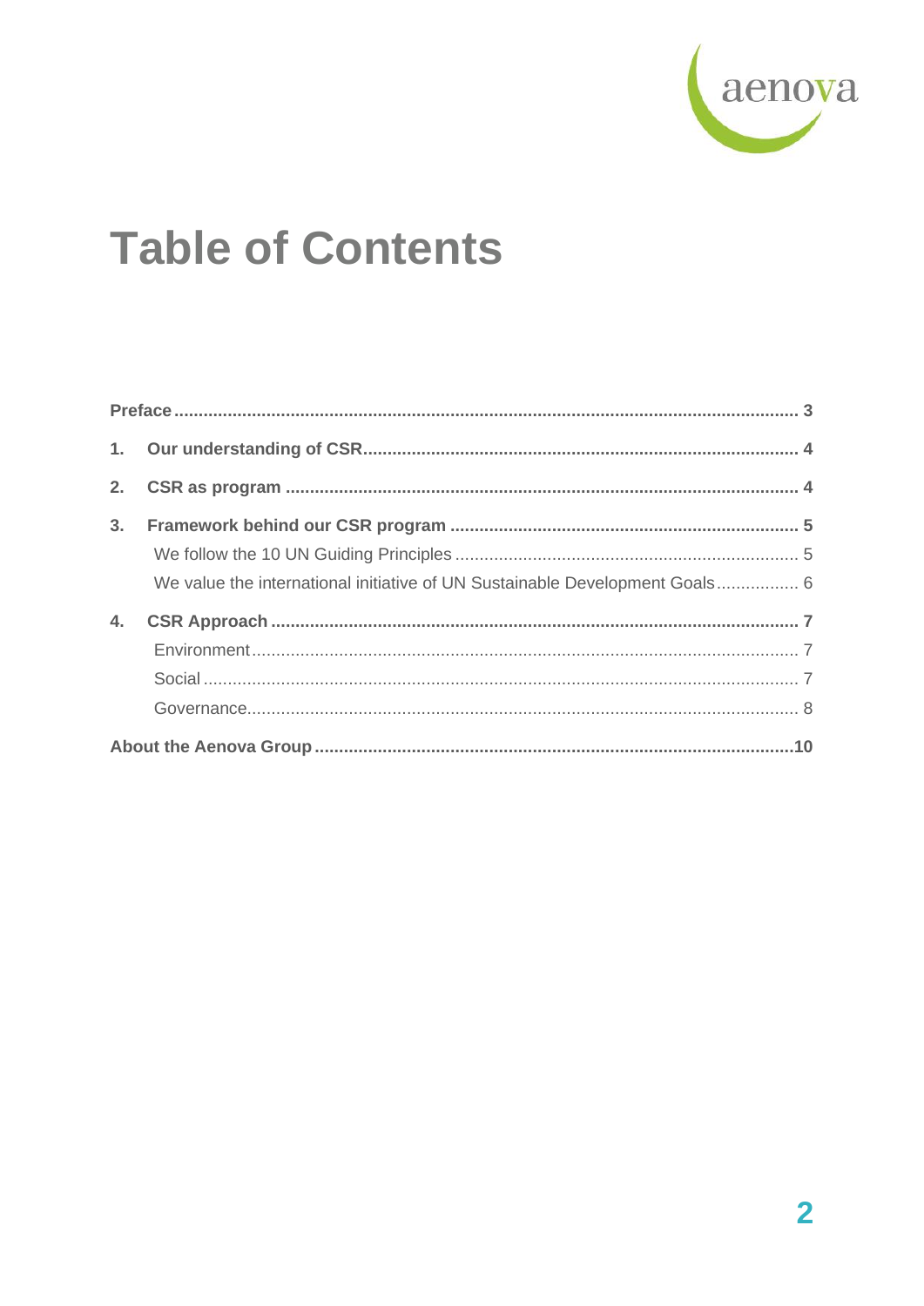# Table of Contents

**Preface** ..... **3**

**1. Our understanding of CSR** ..... **4**

**2. CSR as program** ..... **4**

**3. Framework behind our CSR program** ..... **5**

- We follow the 10 UN Guiding Principles ..... 5
- We value the international initiative of UN Sustainable Development Goals ..... 6

**4. CSR Approach** ..... **7**

- Environment ..... 7
- Social ..... 7
- Governance ..... 8

**About the Aenova Group** ..... **10**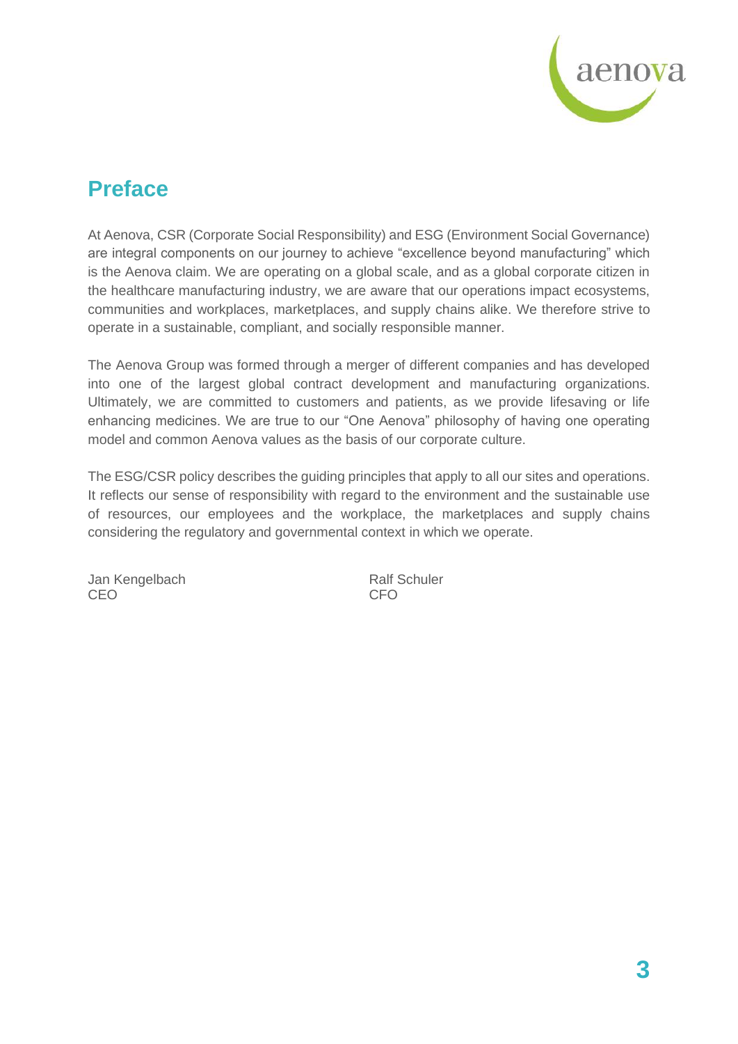## Preface

At Aenova, CSR (Corporate Social Responsibility) and ESG (Environment Social Governance) are integral components on our journey to achieve "excellence beyond manufacturing" which is the Aenova claim. We are operating on a global scale, and as a global corporate citizen in the healthcare manufacturing industry, we are aware that our operations impact ecosystems, communities and workplaces, marketplaces, and supply chains alike. We therefore strive to operate in a sustainable, compliant, and socially responsible manner.

The Aenova Group was formed through a merger of different companies and has developed into one of the largest global contract development and manufacturing organizations. Ultimately, we are committed to customers and patients, as we provide lifesaving or life enhancing medicines. We are true to our "One Aenova" philosophy of having one operating model and common Aenova values as the basis of our corporate culture.

The ESG/CSR policy describes the guiding principles that apply to all our sites and operations. It reflects our sense of responsibility with regard to the environment and the sustainable use of resources, our employees and the workplace, the marketplaces and supply chains considering the regulatory and governmental context in which we operate.

Jan Kengelbach
CEO

Ralf Schuler
CFO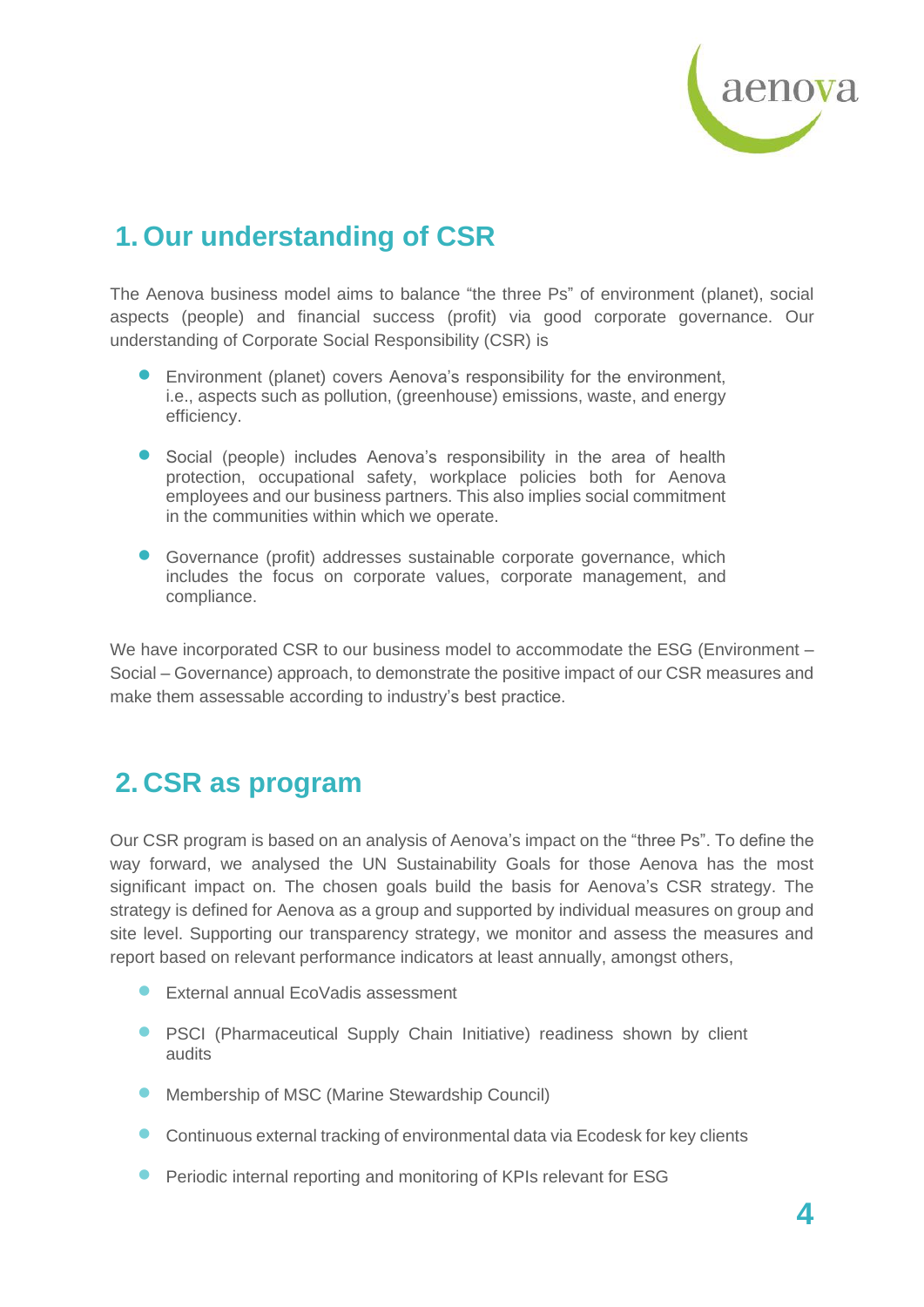## 1. Our understanding of CSR

The Aenova business model aims to balance "the three Ps" of environment (planet), social aspects (people) and financial success (profit) via good corporate governance. Our understanding of Corporate Social Responsibility (CSR) is

- Environment (planet) covers Aenova's responsibility for the environment, i.e., aspects such as pollution, (greenhouse) emissions, waste, and energy efficiency.
- Social (people) includes Aenova's responsibility in the area of health protection, occupational safety, workplace policies both for Aenova employees and our business partners. This also implies social commitment in the communities within which we operate.
- Governance (profit) addresses sustainable corporate governance, which includes the focus on corporate values, corporate management, and compliance.

We have incorporated CSR to our business model to accommodate the ESG (Environment – Social – Governance) approach, to demonstrate the positive impact of our CSR measures and make them assessable according to industry's best practice.

## 2. CSR as program

Our CSR program is based on an analysis of Aenova's impact on the "three Ps". To define the way forward, we analysed the UN Sustainability Goals for those Aenova has the most significant impact on. The chosen goals build the basis for Aenova's CSR strategy. The strategy is defined for Aenova as a group and supported by individual measures on group and site level. Supporting our transparency strategy, we monitor and assess the measures and report based on relevant performance indicators at least annually, amongst others,

- External annual EcoVadis assessment
- PSCI (Pharmaceutical Supply Chain Initiative) readiness shown by client audits
- Membership of MSC (Marine Stewardship Council)
- Continuous external tracking of environmental data via Ecodesk for key clients
- Periodic internal reporting and monitoring of KPIs relevant for ESG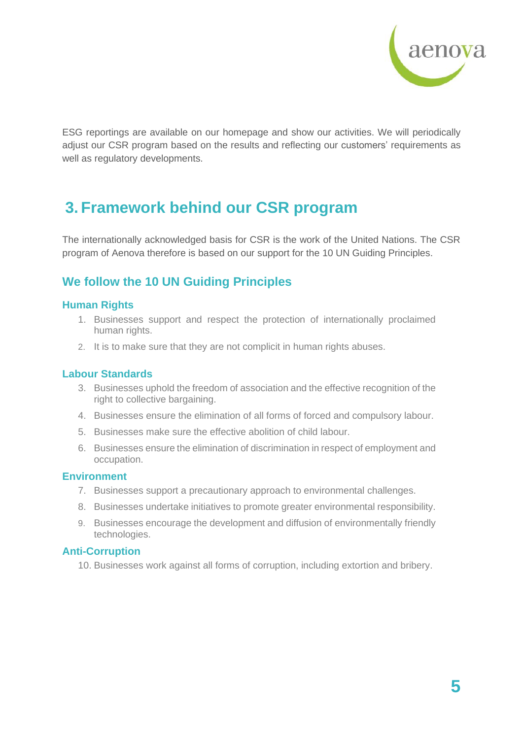ESG reportings are available on our homepage and show our activities. We will periodically adjust our CSR program based on the results and reflecting our customers' requirements as well as regulatory developments.

# 3. Framework behind our CSR program

The internationally acknowledged basis for CSR is the work of the United Nations. The CSR program of Aenova therefore is based on our support for the 10 UN Guiding Principles.

## We follow the 10 UN Guiding Principles

### Human Rights

1. Businesses support and respect the protection of internationally proclaimed human rights.
2. It is to make sure that they are not complicit in human rights abuses.

### Labour Standards

3. Businesses uphold the freedom of association and the effective recognition of the right to collective bargaining.
4. Businesses ensure the elimination of all forms of forced and compulsory labour.
5. Businesses make sure the effective abolition of child labour.
6. Businesses ensure the elimination of discrimination in respect of employment and occupation.

### Environment

7. Businesses support a precautionary approach to environmental challenges.
8. Businesses undertake initiatives to promote greater environmental responsibility.
9. Businesses encourage the development and diffusion of environmentally friendly technologies.

### Anti-Corruption

10. Businesses work against all forms of corruption, including extortion and bribery.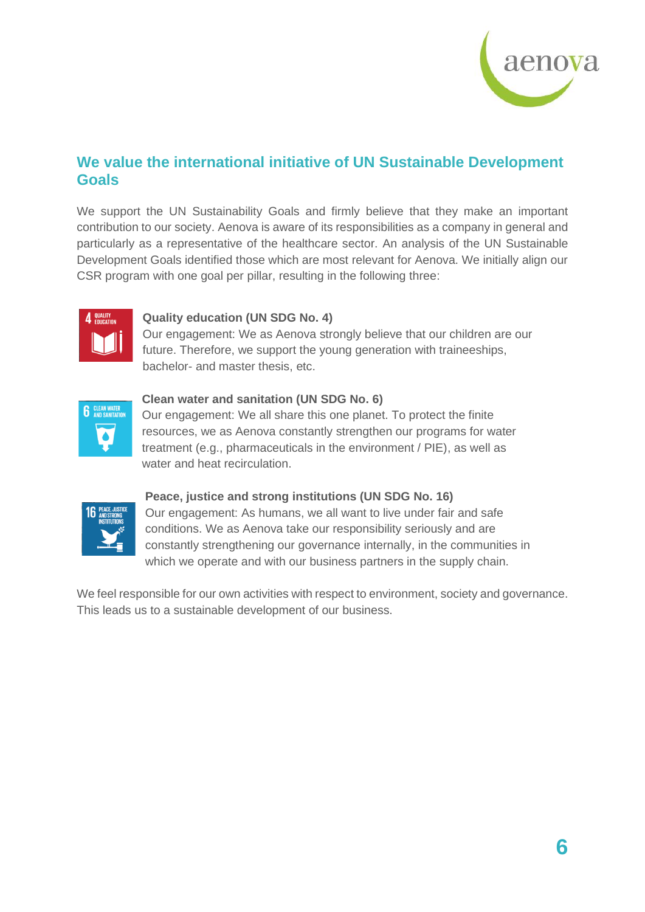## We value the international initiative of UN Sustainable Development Goals

We support the UN Sustainability Goals and firmly believe that they make an important contribution to our society. Aenova is aware of its responsibilities as a company in general and particularly as a representative of the healthcare sector. An analysis of the UN Sustainable Development Goals identified those which are most relevant for Aenova. We initially align our CSR program with one goal per pillar, resulting in the following three:

**Quality education (UN SDG No. 4)**
Our engagement: We as Aenova strongly believe that our children are our future. Therefore, we support the young generation with traineeships, bachelor- and master thesis, etc.

**Clean water and sanitation (UN SDG No. 6)**
Our engagement: We all share this one planet. To protect the finite resources, we as Aenova constantly strengthen our programs for water treatment (e.g., pharmaceuticals in the environment / PIE), as well as water and heat recirculation.

**Peace, justice and strong institutions (UN SDG No. 16)**
Our engagement: As humans, we all want to live under fair and safe conditions. We as Aenova take our responsibility seriously and are constantly strengthening our governance internally, in the communities in which we operate and with our business partners in the supply chain.

We feel responsible for our own activities with respect to environment, society and governance. This leads us to a sustainable development of our business.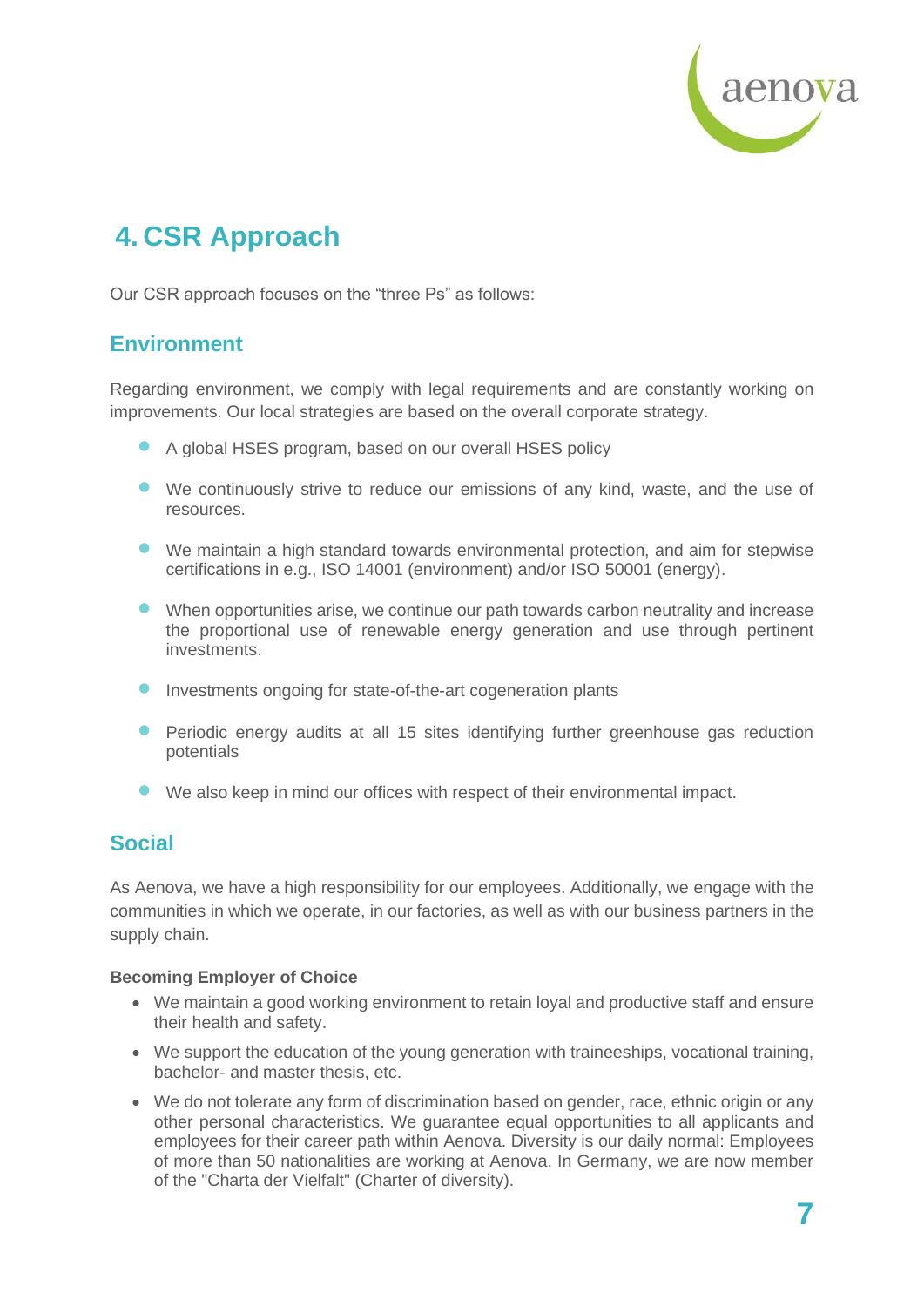# 4. CSR Approach

Our CSR approach focuses on the "three Ps" as follows:

## Environment

Regarding environment, we comply with legal requirements and are constantly working on improvements. Our local strategies are based on the overall corporate strategy.

- A global HSES program, based on our overall HSES policy
- We continuously strive to reduce our emissions of any kind, waste, and the use of resources.
- We maintain a high standard towards environmental protection, and aim for stepwise certifications in e.g., ISO 14001 (environment) and/or ISO 50001 (energy).
- When opportunities arise, we continue our path towards carbon neutrality and increase the proportional use of renewable energy generation and use through pertinent investments.
- Investments ongoing for state-of-the-art cogeneration plants
- Periodic energy audits at all 15 sites identifying further greenhouse gas reduction potentials
- We also keep in mind our offices with respect of their environmental impact.

## Social

As Aenova, we have a high responsibility for our employees. Additionally, we engage with the communities in which we operate, in our factories, as well as with our business partners in the supply chain.

**Becoming Employer of Choice**

- We maintain a good working environment to retain loyal and productive staff and ensure their health and safety.
- We support the education of the young generation with traineeships, vocational training, bachelor- and master thesis, etc.
- We do not tolerate any form of discrimination based on gender, race, ethnic origin or any other personal characteristics. We guarantee equal opportunities to all applicants and employees for their career path within Aenova. Diversity is our daily normal: Employees of more than 50 nationalities are working at Aenova. In Germany, we are now member of the "Charta der Vielfalt" (Charter of diversity).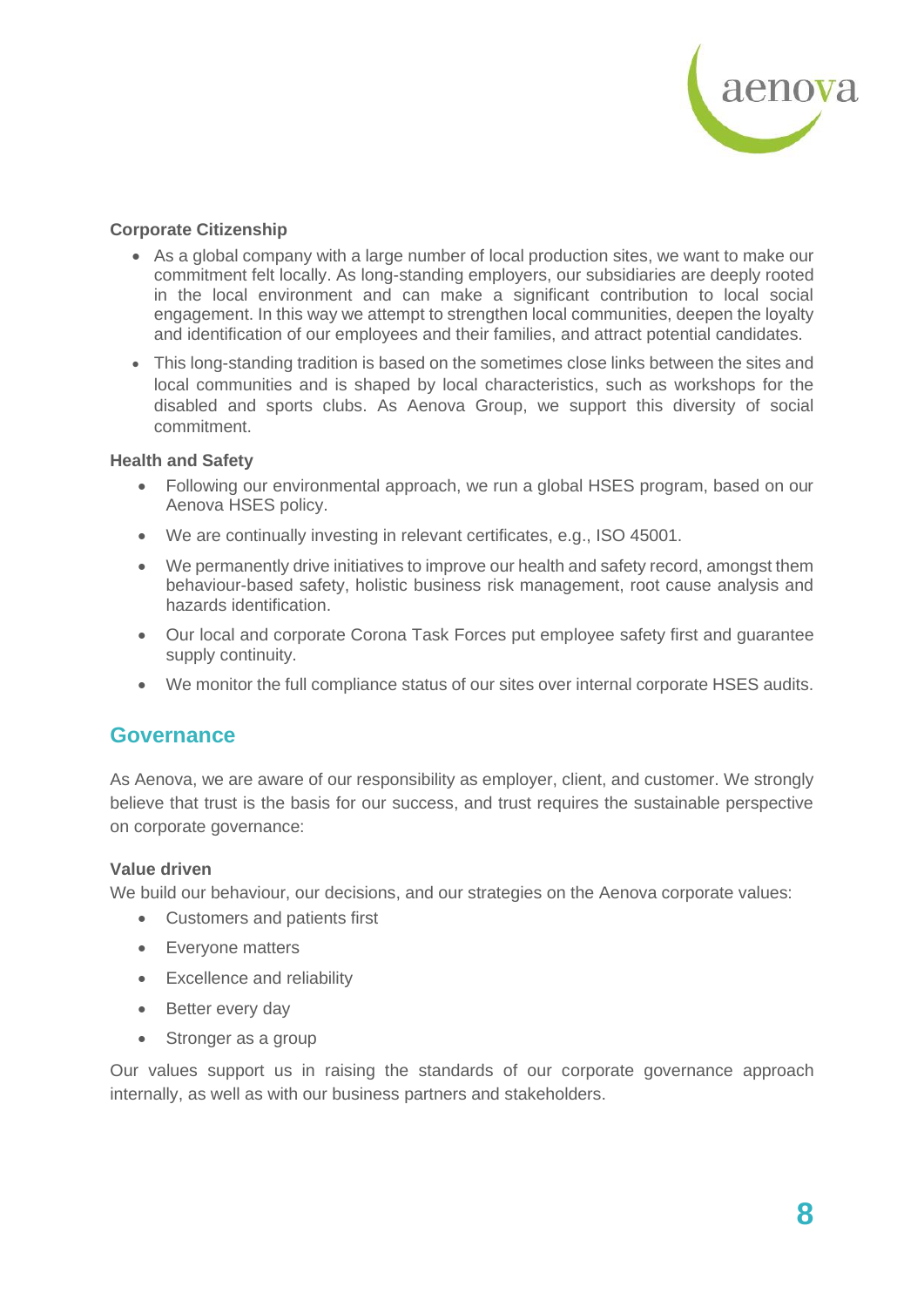**Corporate Citizenship**

- As a global company with a large number of local production sites, we want to make our commitment felt locally. As long-standing employers, our subsidiaries are deeply rooted in the local environment and can make a significant contribution to local social engagement. In this way we attempt to strengthen local communities, deepen the loyalty and identification of our employees and their families, and attract potential candidates.
- This long-standing tradition is based on the sometimes close links between the sites and local communities and is shaped by local characteristics, such as workshops for the disabled and sports clubs. As Aenova Group, we support this diversity of social commitment.

**Health and Safety**

- Following our environmental approach, we run a global HSES program, based on our Aenova HSES policy.
- We are continually investing in relevant certificates, e.g., ISO 45001.
- We permanently drive initiatives to improve our health and safety record, amongst them behaviour-based safety, holistic business risk management, root cause analysis and hazards identification.
- Our local and corporate Corona Task Forces put employee safety first and guarantee supply continuity.
- We monitor the full compliance status of our sites over internal corporate HSES audits.

## Governance

As Aenova, we are aware of our responsibility as employer, client, and customer. We strongly believe that trust is the basis for our success, and trust requires the sustainable perspective on corporate governance:

**Value driven**

We build our behaviour, our decisions, and our strategies on the Aenova corporate values:

- Customers and patients first
- Everyone matters
- Excellence and reliability
- Better every day
- Stronger as a group

Our values support us in raising the standards of our corporate governance approach internally, as well as with our business partners and stakeholders.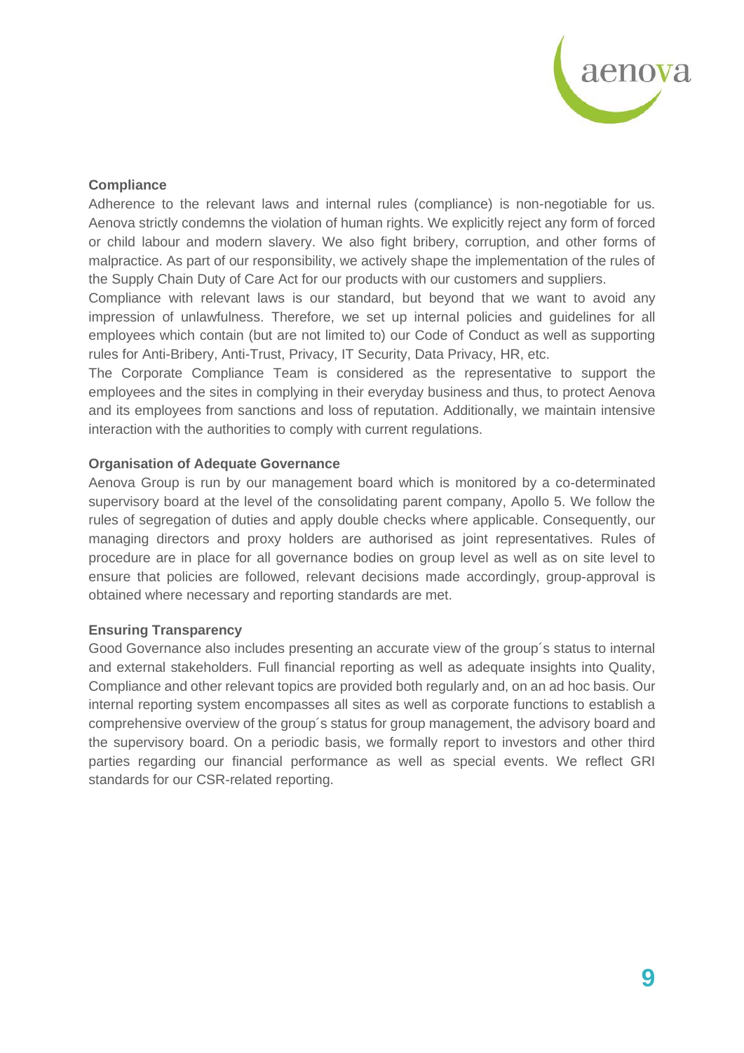**Compliance**

Adherence to the relevant laws and internal rules (compliance) is non-negotiable for us. Aenova strictly condemns the violation of human rights. We explicitly reject any form of forced or child labour and modern slavery. We also fight bribery, corruption, and other forms of malpractice. As part of our responsibility, we actively shape the implementation of the rules of the Supply Chain Duty of Care Act for our products with our customers and suppliers.

Compliance with relevant laws is our standard, but beyond that we want to avoid any impression of unlawfulness. Therefore, we set up internal policies and guidelines for all employees which contain (but are not limited to) our Code of Conduct as well as supporting rules for Anti-Bribery, Anti-Trust, Privacy, IT Security, Data Privacy, HR, etc.

The Corporate Compliance Team is considered as the representative to support the employees and the sites in complying in their everyday business and thus, to protect Aenova and its employees from sanctions and loss of reputation. Additionally, we maintain intensive interaction with the authorities to comply with current regulations.

**Organisation of Adequate Governance**

Aenova Group is run by our management board which is monitored by a co-determinated supervisory board at the level of the consolidating parent company, Apollo 5. We follow the rules of segregation of duties and apply double checks where applicable. Consequently, our managing directors and proxy holders are authorised as joint representatives. Rules of procedure are in place for all governance bodies on group level as well as on site level to ensure that policies are followed, relevant decisions made accordingly, group-approval is obtained where necessary and reporting standards are met.

**Ensuring Transparency**

Good Governance also includes presenting an accurate view of the group´s status to internal and external stakeholders. Full financial reporting as well as adequate insights into Quality, Compliance and other relevant topics are provided both regularly and, on an ad hoc basis. Our internal reporting system encompasses all sites as well as corporate functions to establish a comprehensive overview of the group´s status for group management, the advisory board and the supervisory board. On a periodic basis, we formally report to investors and other third parties regarding our financial performance as well as special events. We reflect GRI standards for our CSR-related reporting.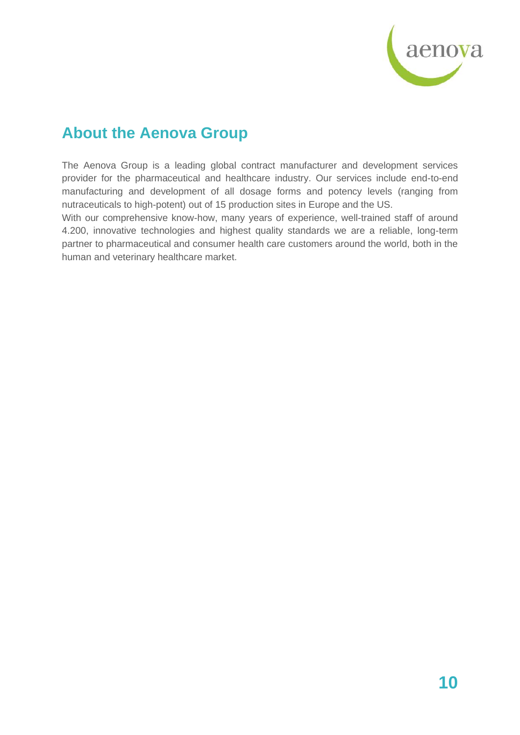## About the Aenova Group

The Aenova Group is a leading global contract manufacturer and development services provider for the pharmaceutical and healthcare industry. Our services include end-to-end manufacturing and development of all dosage forms and potency levels (ranging from nutraceuticals to high-potent) out of 15 production sites in Europe and the US.
With our comprehensive know-how, many years of experience, well-trained staff of around 4.200, innovative technologies and highest quality standards we are a reliable, long-term partner to pharmaceutical and consumer health care customers around the world, both in the human and veterinary healthcare market.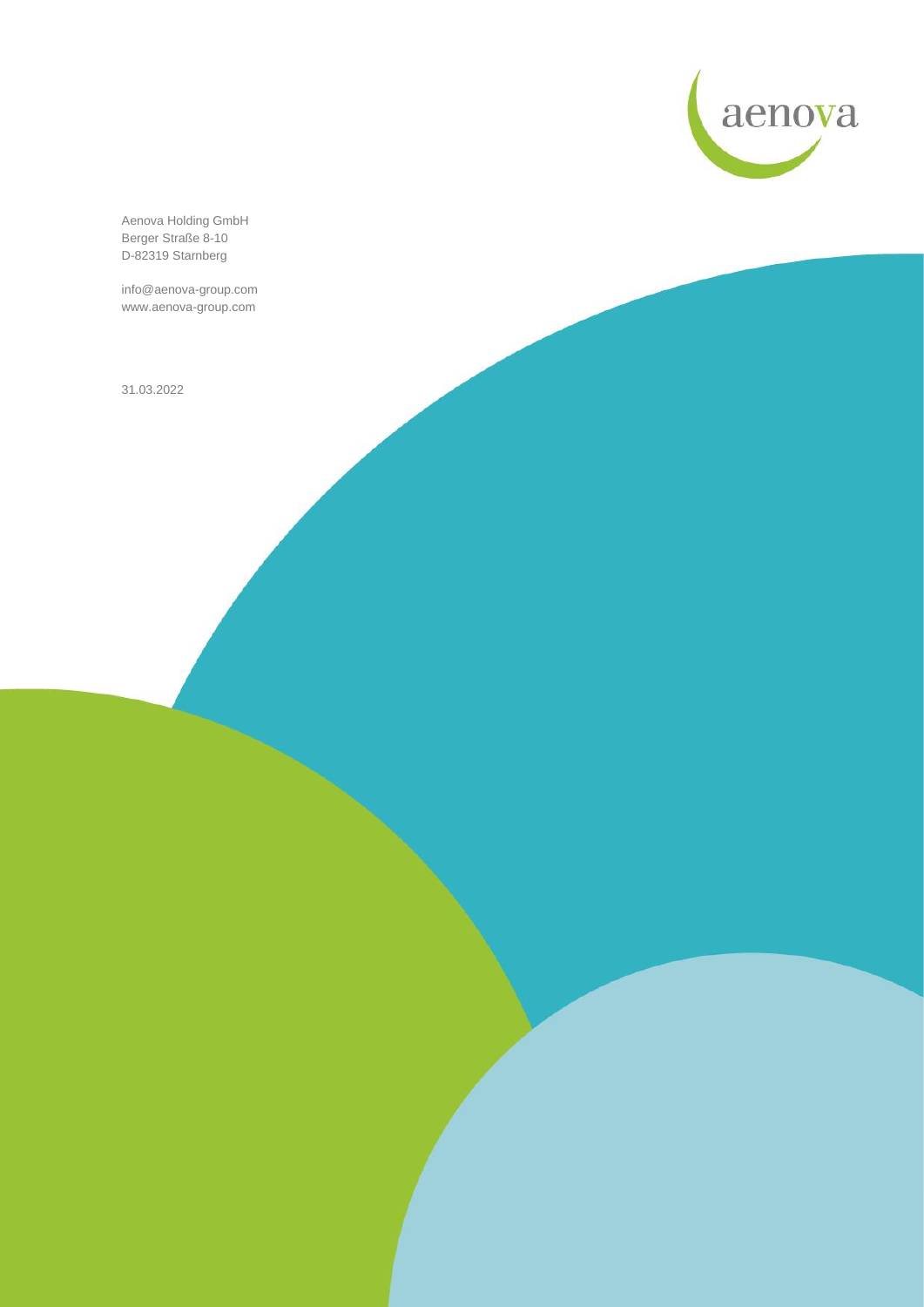aenova

Aenova Holding GmbH
Berger Straße 8-10
D-82319 Starnberg

info@aenova-group.com
www.aenova-group.com

31.03.2022